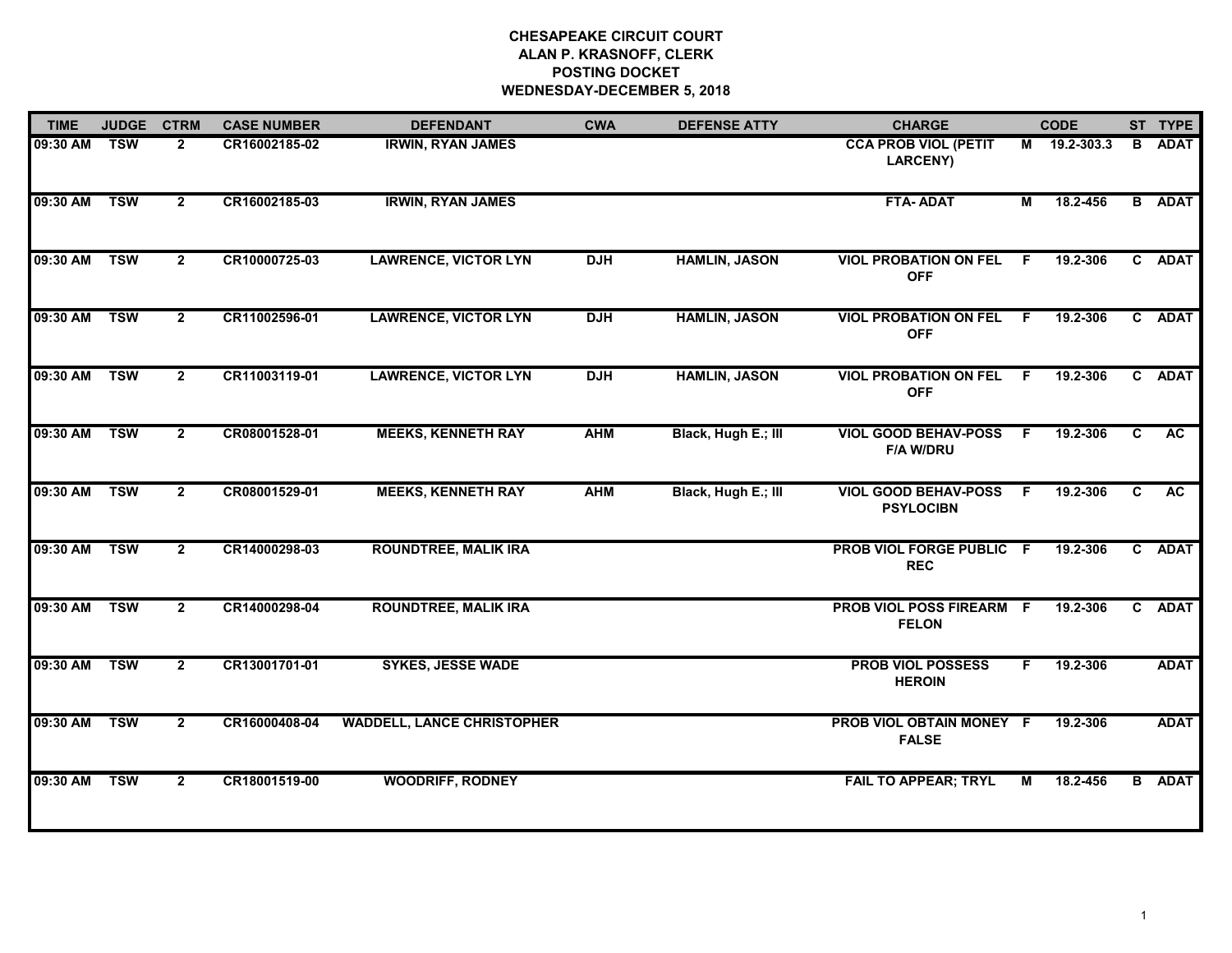**CHESAPEAKE CIRCUIT COURT**
**ALAN P. KRASNOFF, CLERK**
**POSTING DOCKET**
**WEDNESDAY-DECEMBER 5, 2018**

| TIME | JUDGE | CTRM | CASE NUMBER | DEFENDANT | CWA | DEFENSE ATTY | CHARGE | | CODE | ST | TYPE |
|---|---|---|---|---|---|---|---|---|---|---|---|
| 09:30 AM | TSW | 2 | CR16002185-02 | IRWIN, RYAN JAMES | | | CCA PROB VIOL (PETIT LARCENY) | M | 19.2-303.3 | B | ADAT |
| 09:30 AM | TSW | 2 | CR16002185-03 | IRWIN, RYAN JAMES | | | FTA- ADAT | M | 18.2-456 | B | ADAT |
| 09:30 AM | TSW | 2 | CR10000725-03 | LAWRENCE, VICTOR LYN | DJH | HAMLIN, JASON | VIOL PROBATION ON FEL OFF | F | 19.2-306 | C | ADAT |
| 09:30 AM | TSW | 2 | CR11002596-01 | LAWRENCE, VICTOR LYN | DJH | HAMLIN, JASON | VIOL PROBATION ON FEL OFF | F | 19.2-306 | C | ADAT |
| 09:30 AM | TSW | 2 | CR11003119-01 | LAWRENCE, VICTOR LYN | DJH | HAMLIN, JASON | VIOL PROBATION ON FEL OFF | F | 19.2-306 | C | ADAT |
| 09:30 AM | TSW | 2 | CR08001528-01 | MEEKS, KENNETH RAY | AHM | Black, Hugh E.; III | VIOL GOOD BEHAV-POSS F/A W/DRU | F | 19.2-306 | C | AC |
| 09:30 AM | TSW | 2 | CR08001529-01 | MEEKS, KENNETH RAY | AHM | Black, Hugh E.; III | VIOL GOOD BEHAV-POSS PSYLOCIBN | F | 19.2-306 | C | AC |
| 09:30 AM | TSW | 2 | CR14000298-03 | ROUNDTREE, MALIK IRA | | | PROB VIOL FORGE PUBLIC REC | F | 19.2-306 | C | ADAT |
| 09:30 AM | TSW | 2 | CR14000298-04 | ROUNDTREE, MALIK IRA | | | PROB VIOL POSS FIREARM FELON | F | 19.2-306 | C | ADAT |
| 09:30 AM | TSW | 2 | CR13001701-01 | SYKES, JESSE WADE | | | PROB VIOL POSSESS HEROIN | F | 19.2-306 | | ADAT |
| 09:30 AM | TSW | 2 | CR16000408-04 | WADDELL, LANCE CHRISTOPHER | | | PROB VIOL OBTAIN MONEY FALSE | F | 19.2-306 | | ADAT |
| 09:30 AM | TSW | 2 | CR18001519-00 | WOODRIFF, RODNEY | | | FAIL TO APPEAR; TRYL | M | 18.2-456 | B | ADAT |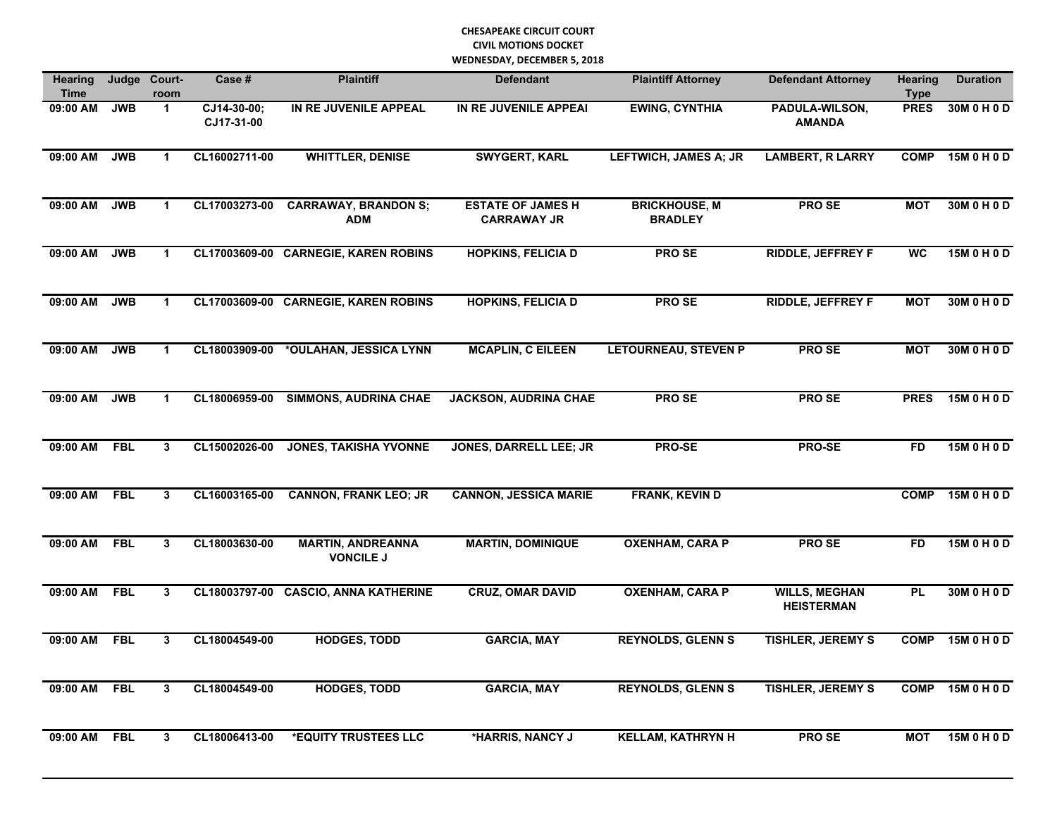**CHESAPEAKE CIRCUIT COURT**
**CIVIL MOTIONS DOCKET**
**WEDNESDAY, DECEMBER 5, 2018**

| Hearing Time | Judge | Court-room | Case # | Plaintiff | Defendant | Plaintiff Attorney | Defendant Attorney | Hearing Type | Duration |
|---|---|---|---|---|---|---|---|---|---|
| 09:00 AM | JWB | 1 | CJ14-30-00; CJ17-31-00 | IN RE JUVENILE APPEAL | IN RE JUVENILE APPEAl | EWING, CYNTHIA | PADULA-WILSON, AMANDA | PRES | 30M 0 H 0 D |
| 09:00 AM | JWB | 1 | CL16002711-00 | WHITTLER, DENISE | SWYGERT, KARL | LEFTWICH, JAMES A; JR | LAMBERT, R LARRY | COMP | 15M 0 H 0 D |
| 09:00 AM | JWB | 1 | CL17003273-00 | CARRAWAY, BRANDON S; ADM | ESTATE OF JAMES H CARRAWAY JR | BRICKHOUSE, M BRADLEY | PRO SE | MOT | 30M 0 H 0 D |
| 09:00 AM | JWB | 1 | CL17003609-00 | CARNEGIE, KAREN ROBINS | HOPKINS, FELICIA D | PRO SE | RIDDLE, JEFFREY F | WC | 15M 0 H 0 D |
| 09:00 AM | JWB | 1 | CL17003609-00 | CARNEGIE, KAREN ROBINS | HOPKINS, FELICIA D | PRO SE | RIDDLE, JEFFREY F | MOT | 30M 0 H 0 D |
| 09:00 AM | JWB | 1 | CL18003909-00 | *OULAHAN, JESSICA LYNN | MCAPLIN, C EILEEN | LETOURNEAU, STEVEN P | PRO SE | MOT | 30M 0 H 0 D |
| 09:00 AM | JWB | 1 | CL18006959-00 | SIMMONS, AUDRINA CHAE | JACKSON, AUDRINA CHAE | PRO SE | PRO SE | PRES | 15M 0 H 0 D |
| 09:00 AM | FBL | 3 | CL15002026-00 | JONES, TAKISHA YVONNE | JONES, DARRELL LEE; JR | PRO-SE | PRO-SE | FD | 15M 0 H 0 D |
| 09:00 AM | FBL | 3 | CL16003165-00 | CANNON, FRANK LEO; JR | CANNON, JESSICA MARIE | FRANK, KEVIN D | | COMP | 15M 0 H 0 D |
| 09:00 AM | FBL | 3 | CL18003630-00 | MARTIN, ANDREANNA VONCILE J | MARTIN, DOMINIQUE | OXENHAM, CARA P | PRO SE | FD | 15M 0 H 0 D |
| 09:00 AM | FBL | 3 | CL18003797-00 | CASCIO, ANNA KATHERINE | CRUZ, OMAR DAVID | OXENHAM, CARA P | WILLS, MEGHAN HEISTERMAN | PL | 30M 0 H 0 D |
| 09:00 AM | FBL | 3 | CL18004549-00 | HODGES, TODD | GARCIA, MAY | REYNOLDS, GLENN S | TISHLER, JEREMY S | COMP | 15M 0 H 0 D |
| 09:00 AM | FBL | 3 | CL18004549-00 | HODGES, TODD | GARCIA, MAY | REYNOLDS, GLENN S | TISHLER, JEREMY S | COMP | 15M 0 H 0 D |
| 09:00 AM | FBL | 3 | CL18006413-00 | *EQUITY TRUSTEES LLC | *HARRIS, NANCY J | KELLAM, KATHRYN H | PRO SE | MOT | 15M 0 H 0 D |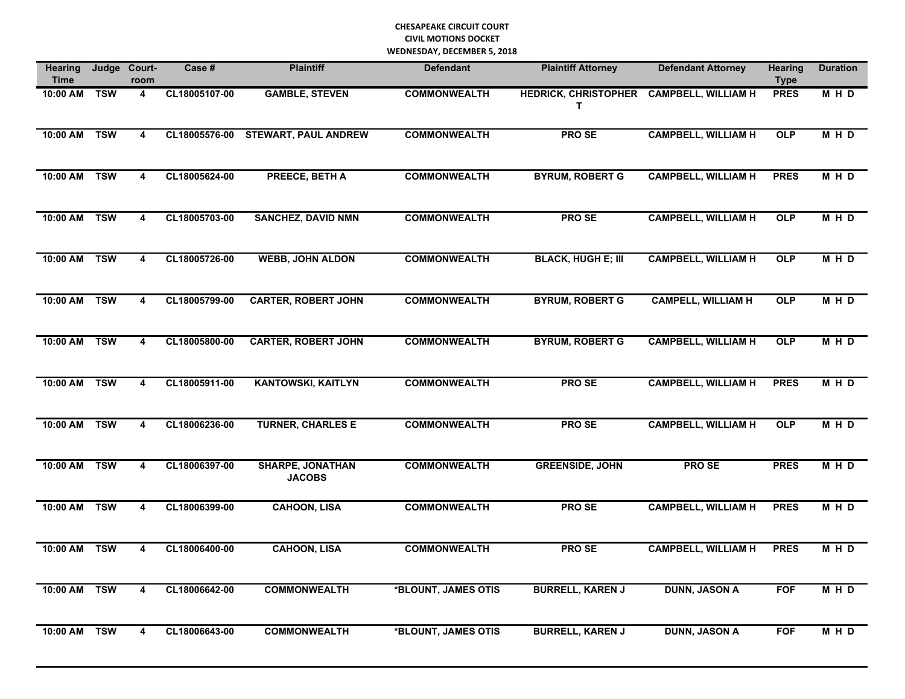**CHESAPEAKE CIRCUIT COURT**
**CIVIL MOTIONS DOCKET**
**WEDNESDAY, DECEMBER 5, 2018**

| Hearing Time | Judge | Court-room | Case # | Plaintiff | Defendant | Plaintiff Attorney | Defendant Attorney | Hearing Type | Duration |
|---|---|---|---|---|---|---|---|---|---|
| 10:00 AM | TSW | 4 | CL18005107-00 | GAMBLE, STEVEN | COMMONWEALTH | HEDRICK, CHRISTOPHER T | CAMPBELL, WILLIAM H | PRES | M H D |
| 10:00 AM | TSW | 4 | CL18005576-00 | STEWART, PAUL ANDREW | COMMONWEALTH | PRO SE | CAMPBELL, WILLIAM H | OLP | M H D |
| 10:00 AM | TSW | 4 | CL18005624-00 | PREECE, BETH A | COMMONWEALTH | BYRUM, ROBERT G | CAMPBELL, WILLIAM H | PRES | M H D |
| 10:00 AM | TSW | 4 | CL18005703-00 | SANCHEZ, DAVID NMN | COMMONWEALTH | PRO SE | CAMPBELL, WILLIAM H | OLP | M H D |
| 10:00 AM | TSW | 4 | CL18005726-00 | WEBB, JOHN ALDON | COMMONWEALTH | BLACK, HUGH E; III | CAMPBELL, WILLIAM H | OLP | M H D |
| 10:00 AM | TSW | 4 | CL18005799-00 | CARTER, ROBERT JOHN | COMMONWEALTH | BYRUM, ROBERT G | CAMPELL, WILLIAM H | OLP | M H D |
| 10:00 AM | TSW | 4 | CL18005800-00 | CARTER, ROBERT JOHN | COMMONWEALTH | BYRUM, ROBERT G | CAMPBELL, WILLIAM H | OLP | M H D |
| 10:00 AM | TSW | 4 | CL18005911-00 | KANTOWSKI, KAITLYN | COMMONWEALTH | PRO SE | CAMPBELL, WILLIAM H | PRES | M H D |
| 10:00 AM | TSW | 4 | CL18006236-00 | TURNER, CHARLES E | COMMONWEALTH | PRO SE | CAMPBELL, WILLIAM H | OLP | M H D |
| 10:00 AM | TSW | 4 | CL18006397-00 | SHARPE, JONATHAN JACOBS | COMMONWEALTH | GREENSIDE, JOHN | PRO SE | PRES | M H D |
| 10:00 AM | TSW | 4 | CL18006399-00 | CAHOON, LISA | COMMONWEALTH | PRO SE | CAMPBELL, WILLIAM H | PRES | M H D |
| 10:00 AM | TSW | 4 | CL18006400-00 | CAHOON, LISA | COMMONWEALTH | PRO SE | CAMPBELL, WILLIAM H | PRES | M H D |
| 10:00 AM | TSW | 4 | CL18006642-00 | COMMONWEALTH | *BLOUNT, JAMES OTIS | BURRELL, KAREN J | DUNN, JASON A | FOF | M H D |
| 10:00 AM | TSW | 4 | CL18006643-00 | COMMONWEALTH | *BLOUNT, JAMES OTIS | BURRELL, KAREN J | DUNN, JASON A | FOF | M H D |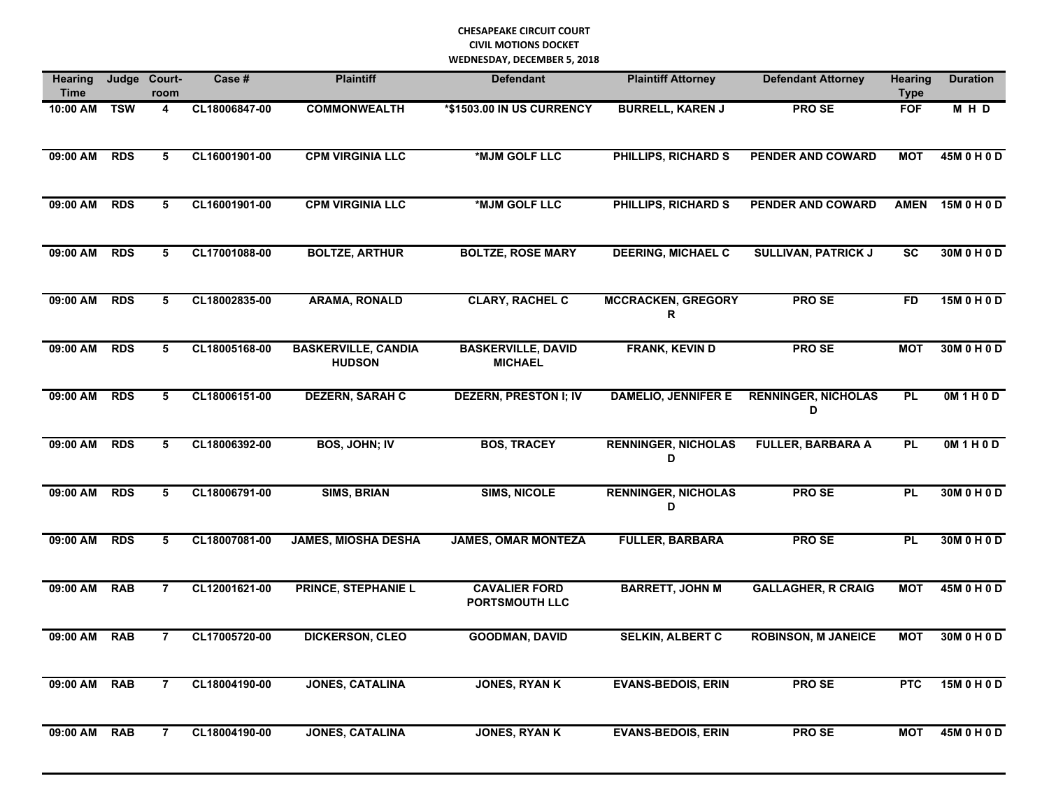**CHESAPEAKE CIRCUIT COURT**
**CIVIL MOTIONS DOCKET**
**WEDNESDAY, DECEMBER 5, 2018**

| Hearing Time | Judge | Court-room | Case # | Plaintiff | Defendant | Plaintiff Attorney | Defendant Attorney | Hearing Type | Duration |
|---|---|---|---|---|---|---|---|---|---|
| 10:00 AM | TSW | 4 | CL18006847-00 | COMMONWEALTH | *$1503.00 IN US CURRENCY | BURRELL, KAREN J | PRO SE | FOF | M H D |
| 09:00 AM | RDS | 5 | CL16001901-00 | CPM VIRGINIA LLC | *MJM GOLF LLC | PHILLIPS, RICHARD S | PENDER AND COWARD | MOT | 45M 0 H 0 D |
| 09:00 AM | RDS | 5 | CL16001901-00 | CPM VIRGINIA LLC | *MJM GOLF LLC | PHILLIPS, RICHARD S | PENDER AND COWARD | AMEN | 15M 0 H 0 D |
| 09:00 AM | RDS | 5 | CL17001088-00 | BOLTZE, ARTHUR | BOLTZE, ROSE MARY | DEERING, MICHAEL C | SULLIVAN, PATRICK J | SC | 30M 0 H 0 D |
| 09:00 AM | RDS | 5 | CL18002835-00 | ARAMA, RONALD | CLARY, RACHEL C | MCCRACKEN, GREGORY R | PRO SE | FD | 15M 0 H 0 D |
| 09:00 AM | RDS | 5 | CL18005168-00 | BASKERVILLE, CANDIA HUDSON | BASKERVILLE, DAVID MICHAEL | FRANK, KEVIN D | PRO SE | MOT | 30M 0 H 0 D |
| 09:00 AM | RDS | 5 | CL18006151-00 | DEZERN, SARAH C | DEZERN, PRESTON I; IV | DAMELIO, JENNIFER E | RENNINGER, NICHOLAS D | PL | 0M 1 H 0 D |
| 09:00 AM | RDS | 5 | CL18006392-00 | BOS, JOHN; IV | BOS, TRACEY | RENNINGER, NICHOLAS D | FULLER, BARBARA A | PL | 0M 1 H 0 D |
| 09:00 AM | RDS | 5 | CL18006791-00 | SIMS, BRIAN | SIMS, NICOLE | RENNINGER, NICHOLAS D | PRO SE | PL | 30M 0 H 0 D |
| 09:00 AM | RDS | 5 | CL18007081-00 | JAMES, MIOSHA DESHA | JAMES, OMAR MONTEZA | FULLER, BARBARA | PRO SE | PL | 30M 0 H 0 D |
| 09:00 AM | RAB | 7 | CL12001621-00 | PRINCE, STEPHANIE L | CAVALIER FORD PORTSMOUTH LLC | BARRETT, JOHN M | GALLAGHER, R CRAIG | MOT | 45M 0 H 0 D |
| 09:00 AM | RAB | 7 | CL17005720-00 | DICKERSON, CLEO | GOODMAN, DAVID | SELKIN, ALBERT C | ROBINSON, M JANEICE | MOT | 30M 0 H 0 D |
| 09:00 AM | RAB | 7 | CL18004190-00 | JONES, CATALINA | JONES, RYAN K | EVANS-BEDOIS, ERIN | PRO SE | PTC | 15M 0 H 0 D |
| 09:00 AM | RAB | 7 | CL18004190-00 | JONES, CATALINA | JONES, RYAN K | EVANS-BEDOIS, ERIN | PRO SE | MOT | 45M 0 H 0 D |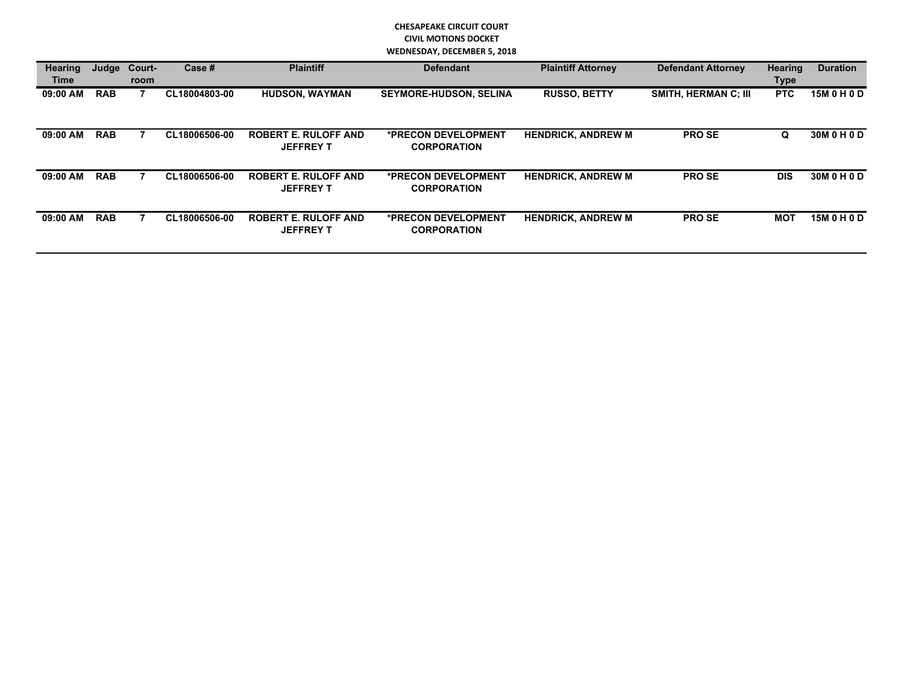**CHESAPEAKE CIRCUIT COURT**
**CIVIL MOTIONS DOCKET**
**WEDNESDAY, DECEMBER 5, 2018**

| Hearing Time | Judge | Court-room | Case # | Plaintiff | Defendant | Plaintiff Attorney | Defendant Attorney | Hearing Type | Duration |
|---|---|---|---|---|---|---|---|---|---|
| 09:00 AM | RAB | 7 | CL18004803-00 | HUDSON, WAYMAN | SEYMORE-HUDSON, SELINA | RUSSO, BETTY | SMITH, HERMAN C; III | PTC | 15M 0 H 0 D |
| 09:00 AM | RAB | 7 | CL18006506-00 | ROBERT E. RULOFF AND JEFFREY T | *PRECON DEVELOPMENT CORPORATION | HENDRICK, ANDREW M | PRO SE | Q | 30M 0 H 0 D |
| 09:00 AM | RAB | 7 | CL18006506-00 | ROBERT E. RULOFF AND JEFFREY T | *PRECON DEVELOPMENT CORPORATION | HENDRICK, ANDREW M | PRO SE | DIS | 30M 0 H 0 D |
| 09:00 AM | RAB | 7 | CL18006506-00 | ROBERT E. RULOFF AND JEFFREY T | *PRECON DEVELOPMENT CORPORATION | HENDRICK, ANDREW M | PRO SE | MOT | 15M 0 H 0 D |